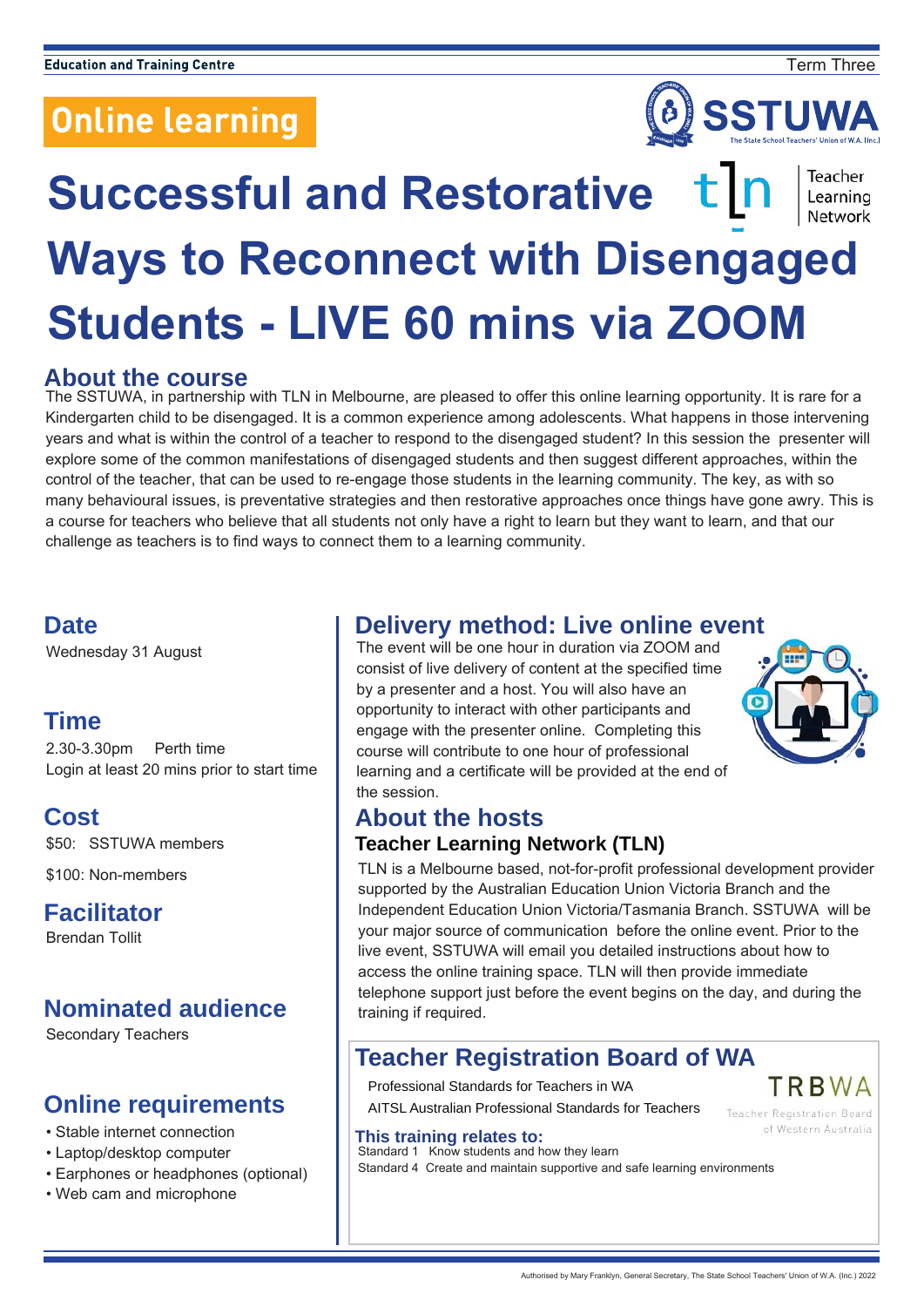Education and Training Centre

Term Three

**Online learning**

SSTUWA
The State School Teachers' Union of W.A. (Inc.)

tln Teacher Learning Network

# Successful and Restorative Ways to Reconnect with Disengaged Students - LIVE 60 mins via ZOOM

## About the course

The SSTUWA, in partnership with TLN in Melbourne, are pleased to offer this online learning opportunity. It is rare for a Kindergarten child to be disengaged. It is a common experience among adolescents. What happens in those intervening years and what is within the control of a teacher to respond to the disengaged student? In this session the presenter will explore some of the common manifestations of disengaged students and then suggest different approaches, within the control of the teacher, that can be used to re-engage those students in the learning community. The key, as with so many behavioural issues, is preventative strategies and then restorative approaches once things have gone awry. This is a course for teachers who believe that all students not only have a right to learn but they want to learn, and that our challenge as teachers is to find ways to connect them to a learning community.

## Date

Wednesday 31 August

## Time

2.30-3.30pm Perth time

Login at least 20 mins prior to start time

## Cost

$50: SSTUWA members

$100: Non-members

## Facilitator

Brendan Tollit

## Nominated audience

Secondary Teachers

## Online requirements

- Stable internet connection
- Laptop/desktop computer
- Earphones or headphones (optional)
- Web cam and microphone

## Delivery method: Live online event

The event will be one hour in duration via ZOOM and consist of live delivery of content at the specified time by a presenter and a host. You will also have an opportunity to interact with other participants and engage with the presenter online. Completing this course will contribute to one hour of professional learning and a certificate will be provided at the end of the session.

## About the hosts

### Teacher Learning Network (TLN)

TLN is a Melbourne based, not-for-profit professional development provider supported by the Australian Education Union Victoria Branch and the Independent Education Union Victoria/Tasmania Branch. SSTUWA will be your major source of communication before the online event. Prior to the live event, SSTUWA will email you detailed instructions about how to access the online training space. TLN will then provide immediate telephone support just before the event begins on the day, and during the training if required.

## Teacher Registration Board of WA

TRBWA Teacher Registration Board of Western Australia

Professional Standards for Teachers in WA

AITSL Australian Professional Standards for Teachers

### This training relates to:

Standard 1 Know students and how they learn

Standard 4 Create and maintain supportive and safe learning environments

Authorised by Mary Franklyn, General Secretary, The State School Teachers' Union of W.A. (Inc.) 2022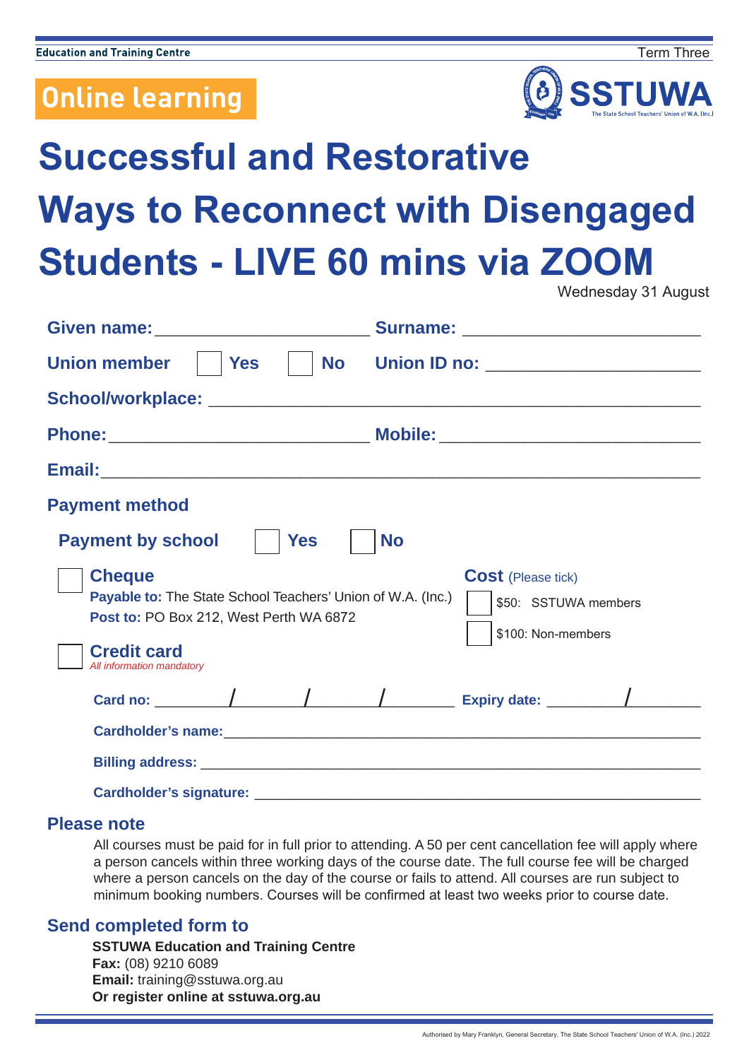Education and Training Centre

Term Three

**Online learning**

SSTUWA
The State School Teachers' Union of W.A. (Inc.)

# Successful and Restorative Ways to Reconnect with Disengaged Students - LIVE 60 mins via ZOOM

Wednesday 31 August

**Given name:** ______________________ **Surname:** ________________________

**Union member** ☐ **Yes** ☐ **No** **Union ID no:** _____________________

**School/workplace:** ____________________________________________________

**Phone:** ___________________________ **Mobile:** ___________________________

**Email:** ______________________________________________________________

## Payment method

**Payment by school** ☐ **Yes** ☐ **No**

☐ **Cheque**
**Payable to:** The State School Teachers' Union of W.A. (Inc.)
**Post to:** PO Box 212, West Perth WA 6872

**Cost** (Please tick)
☐ $50: SSTUWA members
☐ $100: Non-members

☐ **Credit card**
*All information mandatory*

**Card no:** ________/________/________/________ **Expiry date:** ________/________

**Cardholder's name:** ____________________________________________________

**Billing address:** _______________________________________________________

**Cardholder's signature:** _________________________________________________

## Please note

All courses must be paid for in full prior to attending. A 50 per cent cancellation fee will apply where a person cancels within three working days of the course date. The full course fee will be charged where a person cancels on the day of the course or fails to attend. All courses are run subject to minimum booking numbers. Courses will be confirmed at least two weeks prior to course date.

## Send completed form to

**SSTUWA Education and Training Centre**
**Fax:** (08) 9210 6089
**Email:** training@sstuwa.org.au
**Or register online at sstuwa.org.au**

Authorised by Mary Franklyn, General Secretary, The State School Teachers' Union of W.A. (Inc.) 2022